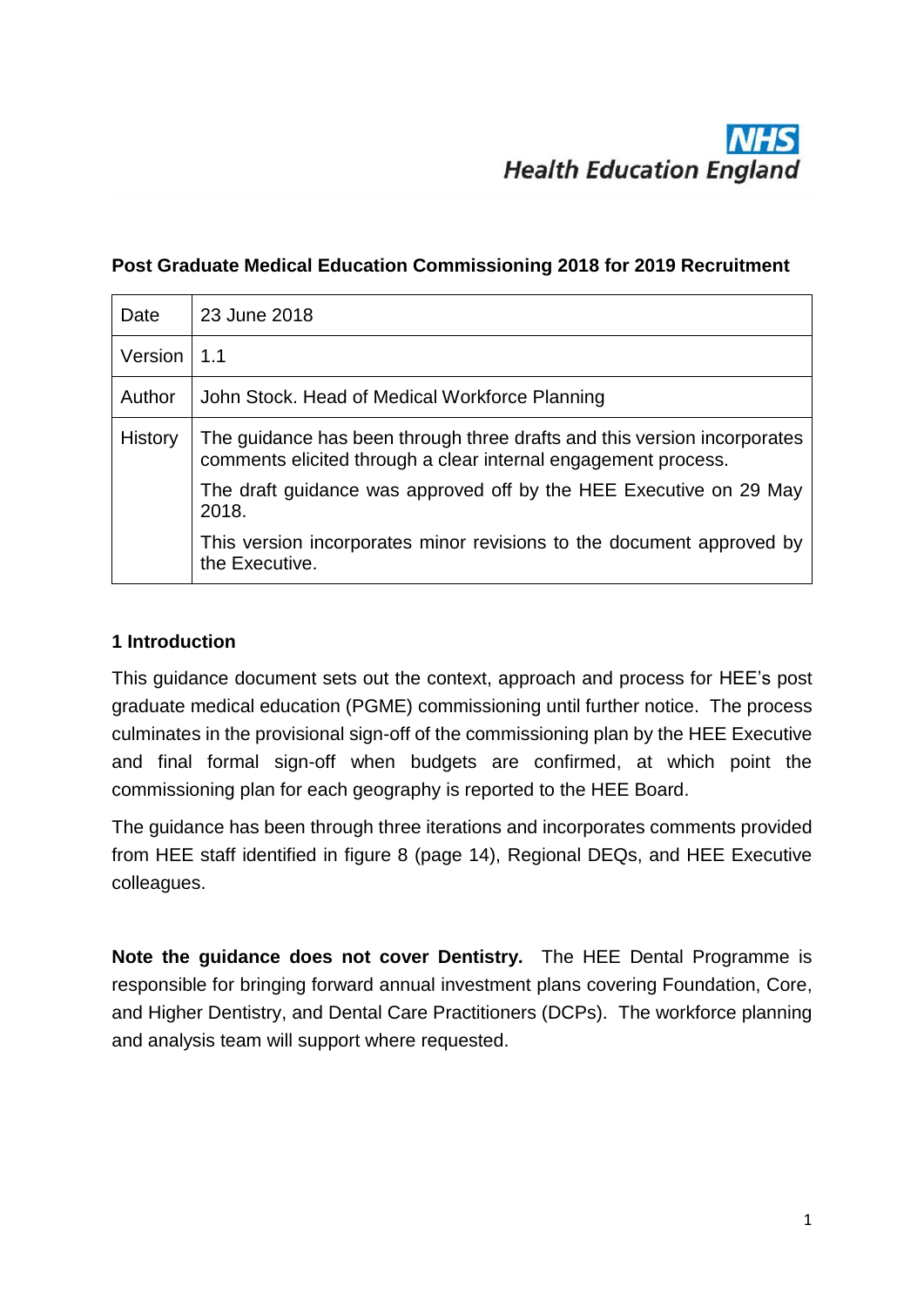**NHS Health Education England**

**Post Graduate Medical Education Commissioning 2018 for 2019 Recruitment**

| Date | 23 June 2018 |
|---|---|
| Version | 1.1 |
| Author | John Stock. Head of Medical Workforce Planning |
| History | The guidance has been through three drafts and this version incorporates comments elicited through a clear internal engagement process.<br>The draft guidance was approved off by the HEE Executive on 29 May 2018.<br>This version incorporates minor revisions to the document approved by the Executive. |

## 1 Introduction

This guidance document sets out the context, approach and process for HEE's post graduate medical education (PGME) commissioning until further notice. The process culminates in the provisional sign-off of the commissioning plan by the HEE Executive and final formal sign-off when budgets are confirmed, at which point the commissioning plan for each geography is reported to the HEE Board.

The guidance has been through three iterations and incorporates comments provided from HEE staff identified in figure 8 (page 14), Regional DEQs, and HEE Executive colleagues.

**Note the guidance does not cover Dentistry.** The HEE Dental Programme is responsible for bringing forward annual investment plans covering Foundation, Core, and Higher Dentistry, and Dental Care Practitioners (DCPs). The workforce planning and analysis team will support where requested.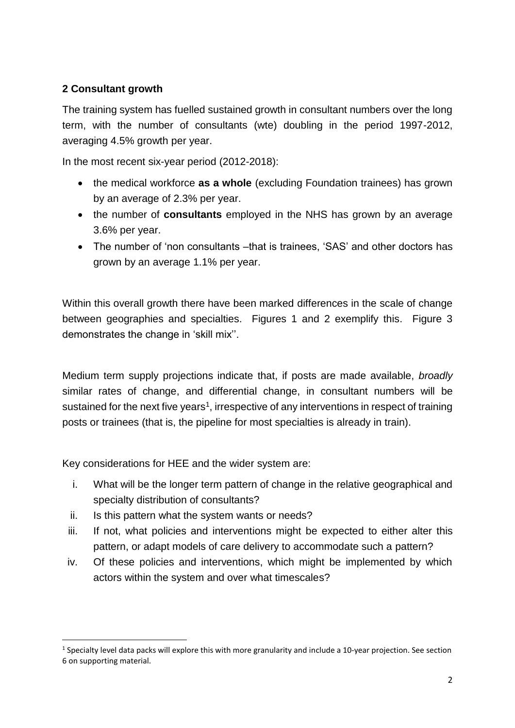## 2 Consultant growth

The training system has fuelled sustained growth in consultant numbers over the long term, with the number of consultants (wte) doubling in the period 1997-2012, averaging 4.5% growth per year.

In the most recent six-year period (2012-2018):

- the medical workforce **as a whole** (excluding Foundation trainees) has grown by an average of 2.3% per year.
- the number of **consultants** employed in the NHS has grown by an average 3.6% per year.
- The number of 'non consultants –that is trainees, 'SAS' and other doctors has grown by an average 1.1% per year.

Within this overall growth there have been marked differences in the scale of change between geographies and specialties. Figures 1 and 2 exemplify this. Figure 3 demonstrates the change in 'skill mix''.

Medium term supply projections indicate that, if posts are made available, *broadly* similar rates of change, and differential change, in consultant numbers will be sustained for the next five years[1], irrespective of any interventions in respect of training posts or trainees (that is, the pipeline for most specialties is already in train).

Key considerations for HEE and the wider system are:

i. What will be the longer term pattern of change in the relative geographical and specialty distribution of consultants?
ii. Is this pattern what the system wants or needs?
iii. If not, what policies and interventions might be expected to either alter this pattern, or adapt models of care delivery to accommodate such a pattern?
iv. Of these policies and interventions, which might be implemented by which actors within the system and over what timescales?

[1] Specialty level data packs will explore this with more granularity and include a 10-year projection. See section 6 on supporting material.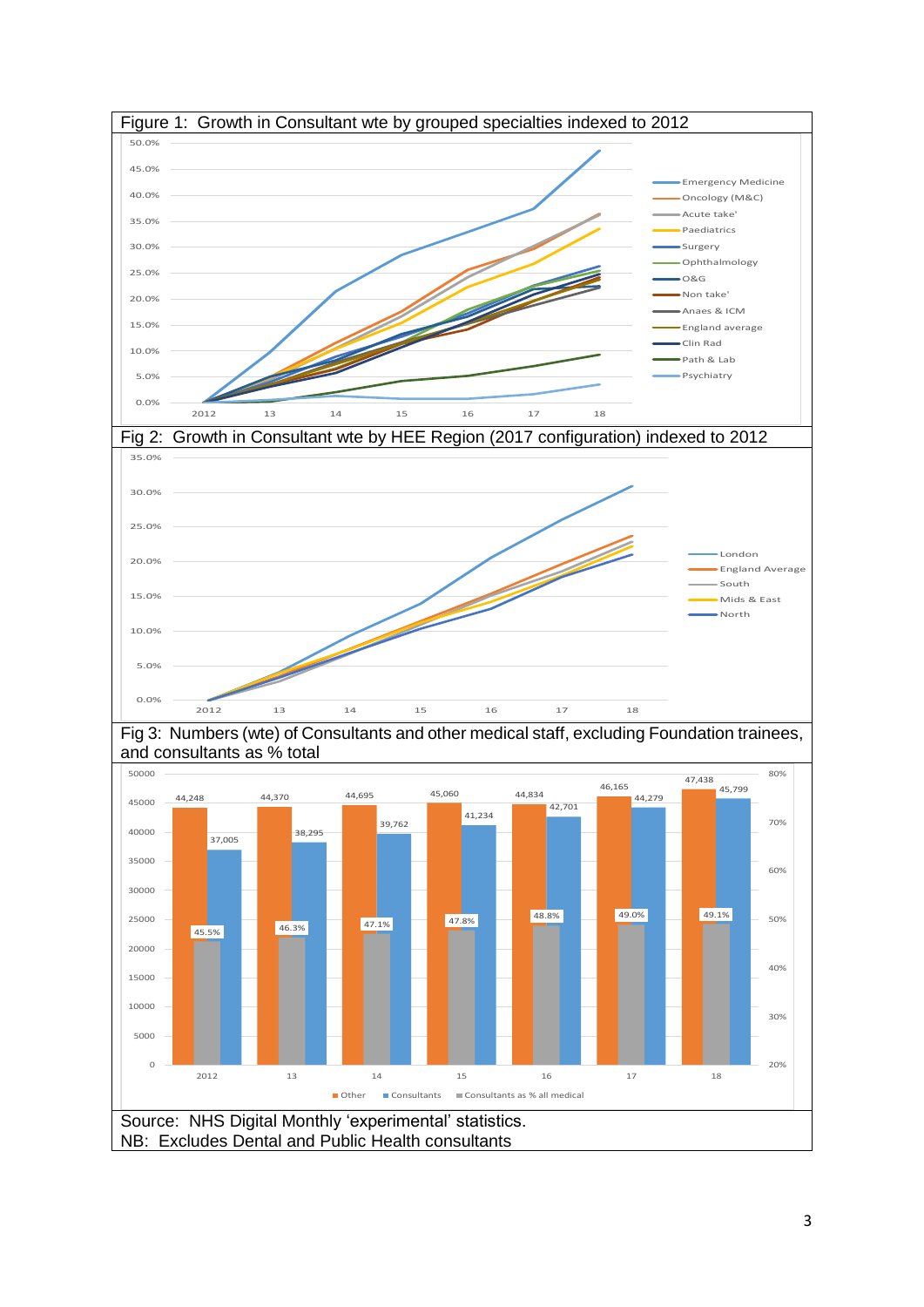Figure 1: Growth in Consultant wte by grouped specialties indexed to 2012

Fig 2: Growth in Consultant wte by HEE Region (2017 configuration) indexed to 2012

Fig 3: Numbers (wte) of Consultants and other medical staff, excluding Foundation trainees, and consultants as % total

| Year | Other | Consultants | Consultants as % all medical |
|---|---|---|---|
| 2012 | 44,248 | 37,005 | 45.5% |
| 13 | 44,370 | 38,295 | 46.3% |
| 14 | 44,695 | 39,762 | 47.1% |
| 15 | 45,060 | 41,234 | 47.8% |
| 16 | 44,834 | 42,701 | 48.8% |
| 17 | 46,165 | 44,279 | 49.0% |
| 18 | 47,438 | 45,799 | 49.1% |

Source: NHS Digital Monthly 'experimental' statistics.
NB: Excludes Dental and Public Health consultants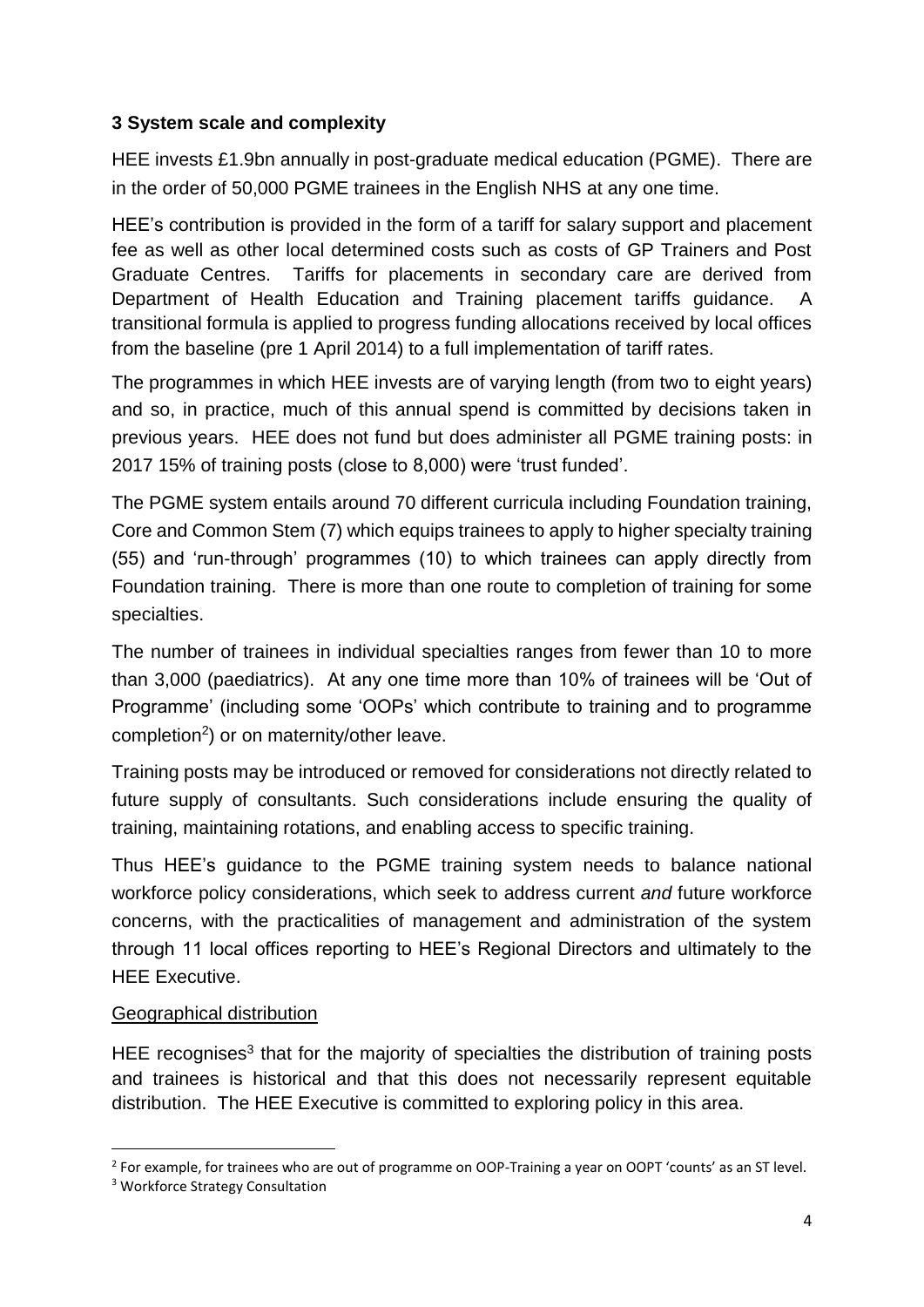### 3 System scale and complexity

HEE invests £1.9bn annually in post-graduate medical education (PGME). There are in the order of 50,000 PGME trainees in the English NHS at any one time.

HEE's contribution is provided in the form of a tariff for salary support and placement fee as well as other local determined costs such as costs of GP Trainers and Post Graduate Centres. Tariffs for placements in secondary care are derived from Department of Health Education and Training placement tariffs guidance. A transitional formula is applied to progress funding allocations received by local offices from the baseline (pre 1 April 2014) to a full implementation of tariff rates.

The programmes in which HEE invests are of varying length (from two to eight years) and so, in practice, much of this annual spend is committed by decisions taken in previous years. HEE does not fund but does administer all PGME training posts: in 2017 15% of training posts (close to 8,000) were 'trust funded'.

The PGME system entails around 70 different curricula including Foundation training, Core and Common Stem (7) which equips trainees to apply to higher specialty training (55) and 'run-through' programmes (10) to which trainees can apply directly from Foundation training. There is more than one route to completion of training for some specialties.

The number of trainees in individual specialties ranges from fewer than 10 to more than 3,000 (paediatrics). At any one time more than 10% of trainees will be 'Out of Programme' (including some 'OOPs' which contribute to training and to programme completion[2]) or on maternity/other leave.

Training posts may be introduced or removed for considerations not directly related to future supply of consultants. Such considerations include ensuring the quality of training, maintaining rotations, and enabling access to specific training.

Thus HEE's guidance to the PGME training system needs to balance national workforce policy considerations, which seek to address current *and* future workforce concerns, with the practicalities of management and administration of the system through 11 local offices reporting to HEE's Regional Directors and ultimately to the HEE Executive.

Geographical distribution

HEE recognises[3] that for the majority of specialties the distribution of training posts and trainees is historical and that this does not necessarily represent equitable distribution. The HEE Executive is committed to exploring policy in this area.

[2] For example, for trainees who are out of programme on OOP-Training a year on OOPT 'counts' as an ST level.

[3] Workforce Strategy Consultation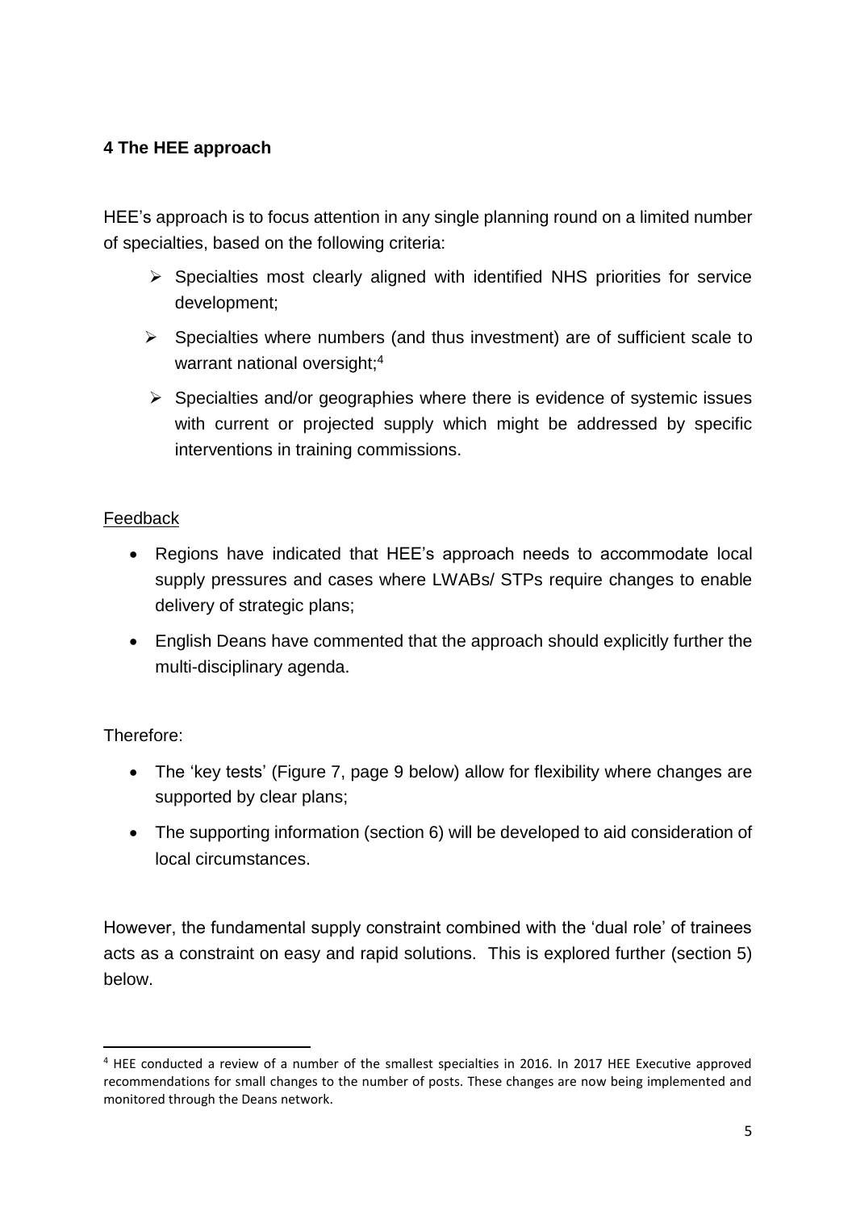## 4 The HEE approach

HEE's approach is to focus attention in any single planning round on a limited number of specialties, based on the following criteria:

- Specialties most clearly aligned with identified NHS priorities for service development;
- Specialties where numbers (and thus investment) are of sufficient scale to warrant national oversight;[4]
- Specialties and/or geographies where there is evidence of systemic issues with current or projected supply which might be addressed by specific interventions in training commissions.

<u>Feedback</u>

- Regions have indicated that HEE's approach needs to accommodate local supply pressures and cases where LWABs/ STPs require changes to enable delivery of strategic plans;
- English Deans have commented that the approach should explicitly further the multi-disciplinary agenda.

Therefore:

- The 'key tests' (Figure 7, page 9 below) allow for flexibility where changes are supported by clear plans;
- The supporting information (section 6) will be developed to aid consideration of local circumstances.

However, the fundamental supply constraint combined with the 'dual role' of trainees acts as a constraint on easy and rapid solutions. This is explored further (section 5) below.

---

[4] HEE conducted a review of a number of the smallest specialties in 2016. In 2017 HEE Executive approved recommendations for small changes to the number of posts. These changes are now being implemented and monitored through the Deans network.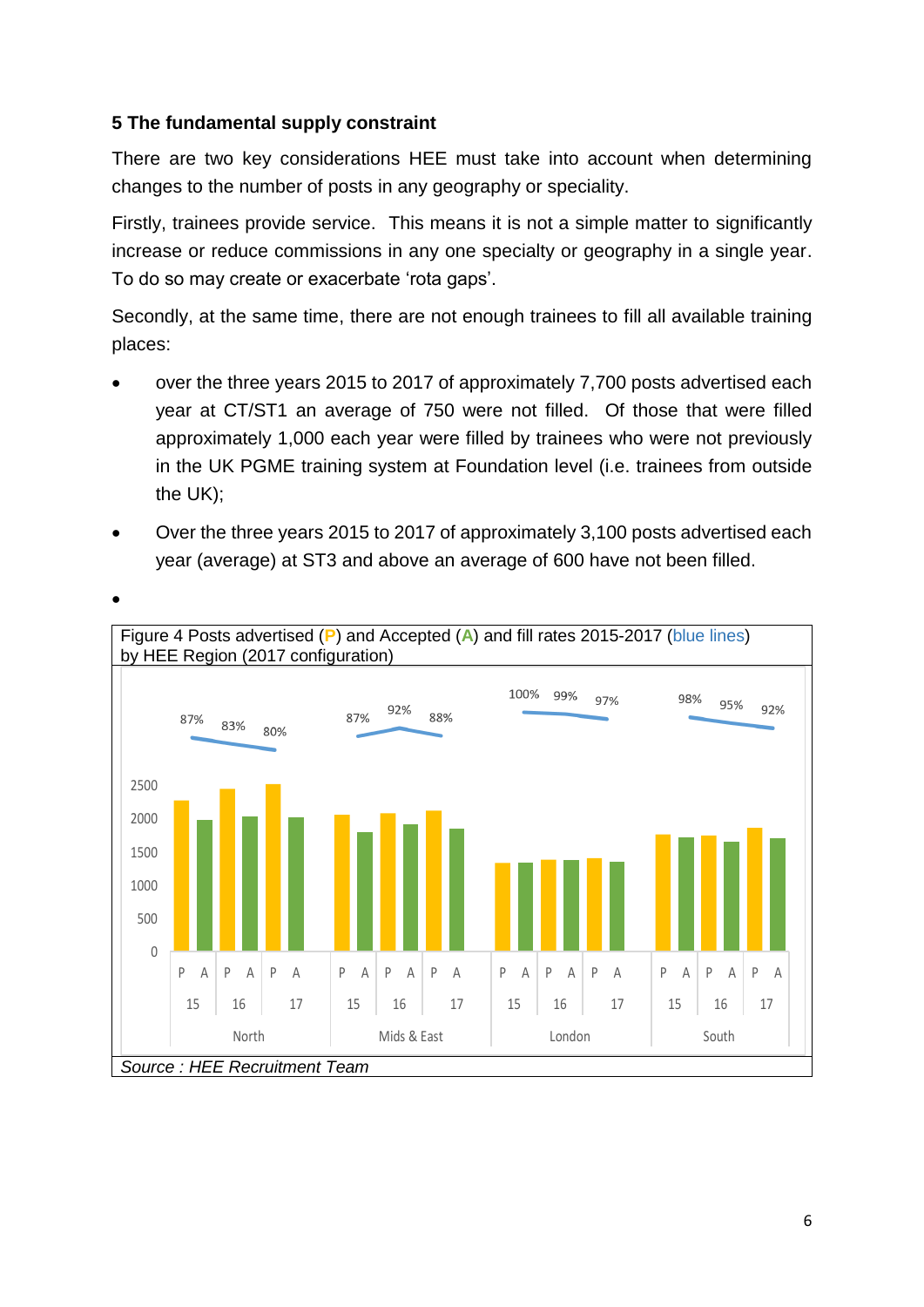## 5 The fundamental supply constraint

There are two key considerations HEE must take into account when determining changes to the number of posts in any geography or speciality.

Firstly, trainees provide service. This means it is not a simple matter to significantly increase or reduce commissions in any one specialty or geography in a single year. To do so may create or exacerbate 'rota gaps'.

Secondly, at the same time, there are not enough trainees to fill all available training places:

- over the three years 2015 to 2017 of approximately 7,700 posts advertised each year at CT/ST1 an average of 750 were not filled. Of those that were filled approximately 1,000 each year were filled by trainees who were not previously in the UK PGME training system at Foundation level (i.e. trainees from outside the UK);
- Over the three years 2015 to 2017 of approximately 3,100 posts advertised each year (average) at ST3 and above an average of 600 have not been filled.

Figure 4 Posts advertised (P) and Accepted (A) and fill rates 2015-2017 (blue lines) by HEE Region (2017 configuration)

| Region | Year | Fill rate |
|---|---|---|
| North | 15 | 87% |
| North | 16 | 83% |
| North | 17 | 80% |
| Mids & East | 15 | 87% |
| Mids & East | 16 | 92% |
| Mids & East | 17 | 88% |
| London | 15 | 100% |
| London | 16 | 99% |
| London | 17 | 97% |
| South | 15 | 98% |
| South | 16 | 95% |
| South | 17 | 92% |

*Source : HEE Recruitment Team*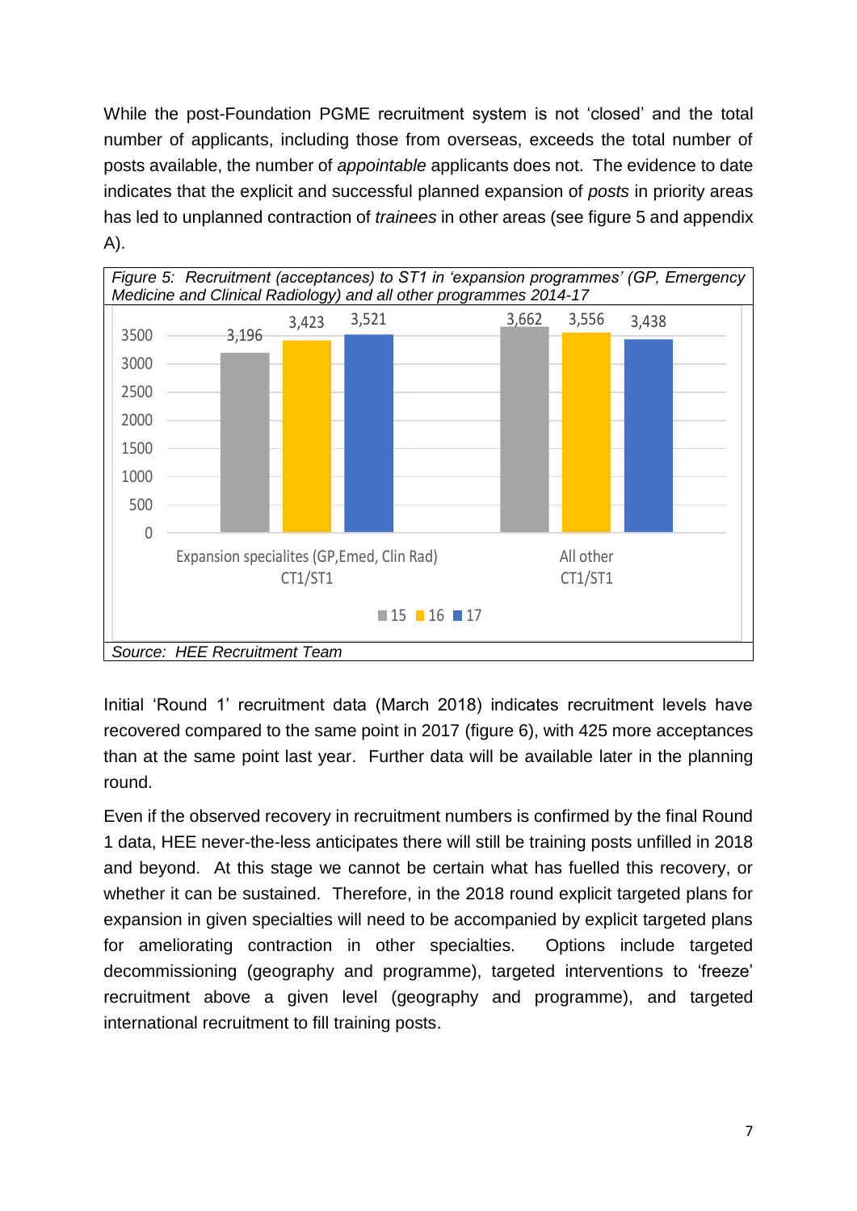While the post-Foundation PGME recruitment system is not 'closed' and the total number of applicants, including those from overseas, exceeds the total number of posts available, the number of *appointable* applicants does not. The evidence to date indicates that the explicit and successful planned expansion of *posts* in priority areas has led to unplanned contraction of *trainees* in other areas (see figure 5 and appendix A).

*Figure 5: Recruitment (acceptances) to ST1 in 'expansion programmes' (GP, Emergency Medicine and Clinical Radiology) and all other programmes 2014-17*

| | 15 | 16 | 17 |
|---|---|---|---|
| Expansion specialites (GP,Emed, Clin Rad) CT1/ST1 | 3,196 | 3,423 | 3,521 |
| All other CT1/ST1 | 3,662 | 3,556 | 3,438 |

*Source: HEE Recruitment Team*

Initial 'Round 1' recruitment data (March 2018) indicates recruitment levels have recovered compared to the same point in 2017 (figure 6), with 425 more acceptances than at the same point last year. Further data will be available later in the planning round.

Even if the observed recovery in recruitment numbers is confirmed by the final Round 1 data, HEE never-the-less anticipates there will still be training posts unfilled in 2018 and beyond. At this stage we cannot be certain what has fuelled this recovery, or whether it can be sustained. Therefore, in the 2018 round explicit targeted plans for expansion in given specialties will need to be accompanied by explicit targeted plans for ameliorating contraction in other specialties. Options include targeted decommissioning (geography and programme), targeted interventions to 'freeze' recruitment above a given level (geography and programme), and targeted international recruitment to fill training posts.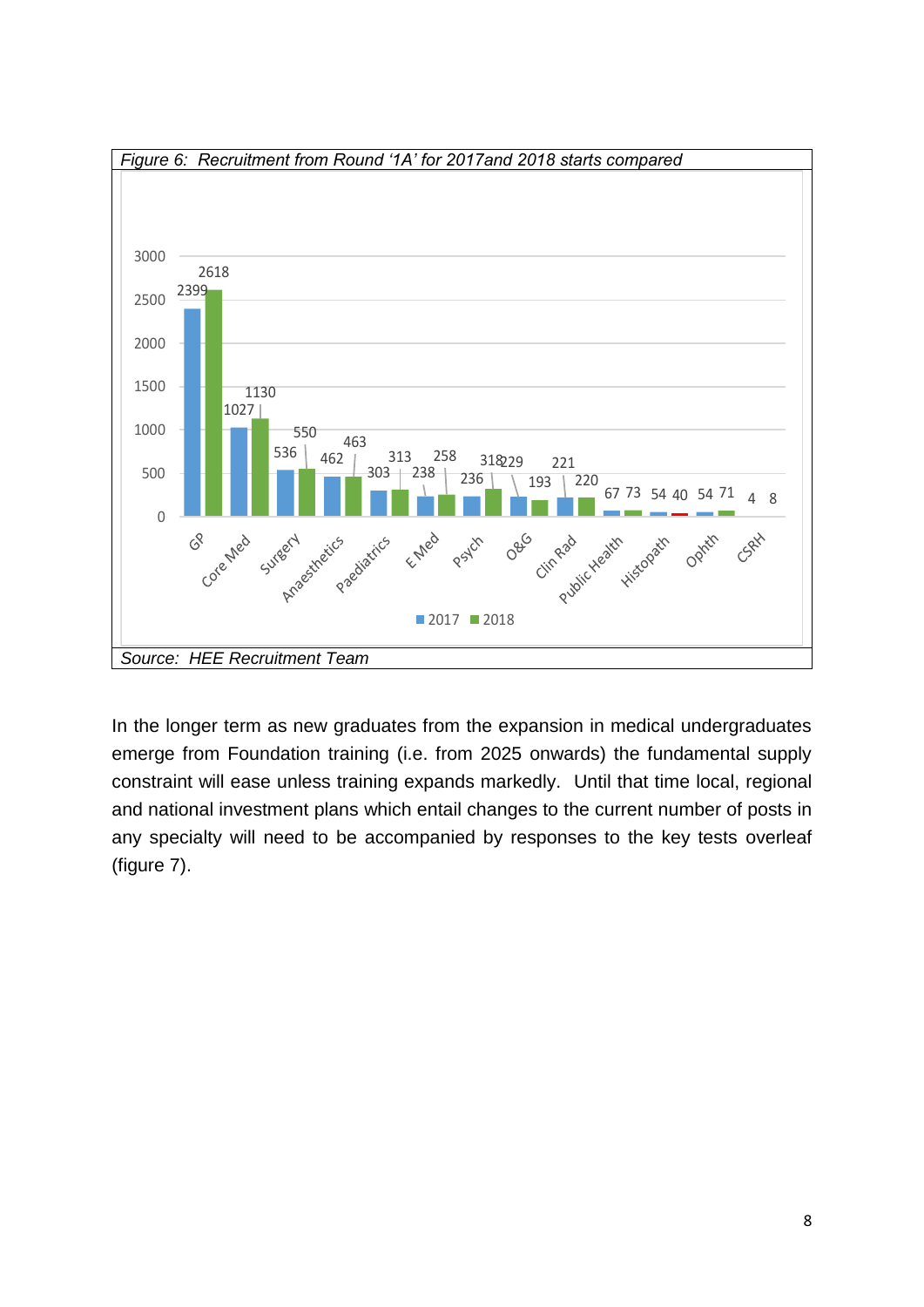*Figure 6: Recruitment from Round '1A' for 2017and 2018 starts compared*

| Specialty | 2017 | 2018 |
|---|---|---|
| GP | 2399 | 2618 |
| Core Med | 1027 | 1130 |
| Surgery | 536 | 550 |
| Anaesthetics | 462 | 463 |
| Paediatrics | 303 | 313 |
| E Med | 238 | 258 |
| Psych | 236 | 318 |
| O&G | 229 | 193 |
| Clin Rad | 221 | 220 |
| Public Health | 67 | 73 |
| Histopath | 54 | 40 |
| Ophth | 54 | 71 |
| CSRH | 4 | 8 |

*Source: HEE Recruitment Team*

In the longer term as new graduates from the expansion in medical undergraduates emerge from Foundation training (i.e. from 2025 onwards) the fundamental supply constraint will ease unless training expands markedly. Until that time local, regional and national investment plans which entail changes to the current number of posts in any specialty will need to be accompanied by responses to the key tests overleaf (figure 7).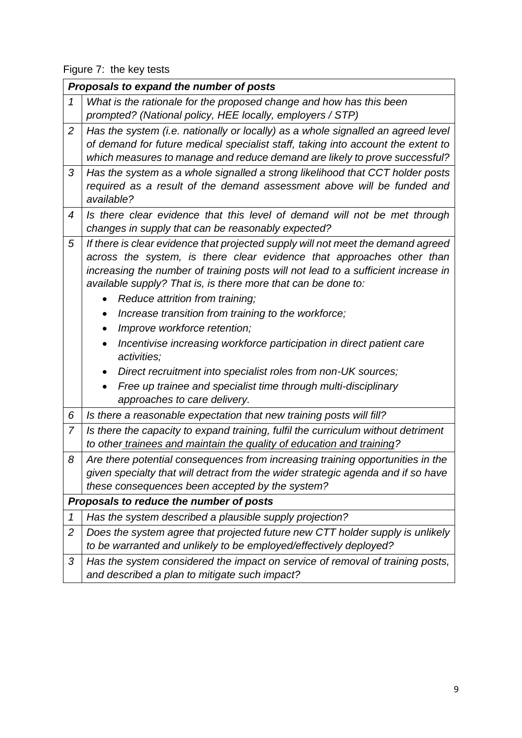Figure 7: the key tests

| | *Proposals to expand the number of posts* |
|---|---|
| *1* | *What is the rationale for the proposed change and how has this been prompted? (National policy, HEE locally, employers / STP)* |
| *2* | *Has the system (i.e. nationally or locally) as a whole signalled an agreed level of demand for future medical specialist staff, taking into account the extent to which measures to manage and reduce demand are likely to prove successful?* |
| *3* | *Has the system as a whole signalled a strong likelihood that CCT holder posts required as a result of the demand assessment above will be funded and available?* |
| *4* | *Is there clear evidence that this level of demand will not be met through changes in supply that can be reasonably expected?* |
| *5* | *If there is clear evidence that projected supply will not meet the demand agreed across the system, is there clear evidence that approaches other than increasing the number of training posts will not lead to a sufficient increase in available supply? That is, is there more that can be done to:* <br>• *Reduce attrition from training;* <br>• *Increase transition from training to the workforce;* <br>• *Improve workforce retention;* <br>• *Incentivise increasing workforce participation in direct patient care activities;* <br>• *Direct recruitment into specialist roles from non-UK sources;* <br>• *Free up trainee and specialist time through multi-disciplinary approaches to care delivery.* |
| *6* | *Is there a reasonable expectation that new training posts will fill?* |
| *7* | *Is there the capacity to expand training, fulfil the curriculum without detriment to other trainees and maintain the quality of education and training?* |
| *8* | *Are there potential consequences from increasing training opportunities in the given specialty that will detract from the wider strategic agenda and if so have these consequences been accepted by the system?* |
| | ***Proposals to reduce the number of posts*** |
| *1* | *Has the system described a plausible supply projection?* |
| *2* | *Does the system agree that projected future new CTT holder supply is unlikely to be warranted and unlikely to be employed/effectively deployed?* |
| *3* | *Has the system considered the impact on service of removal of training posts, and described a plan to mitigate such impact?* |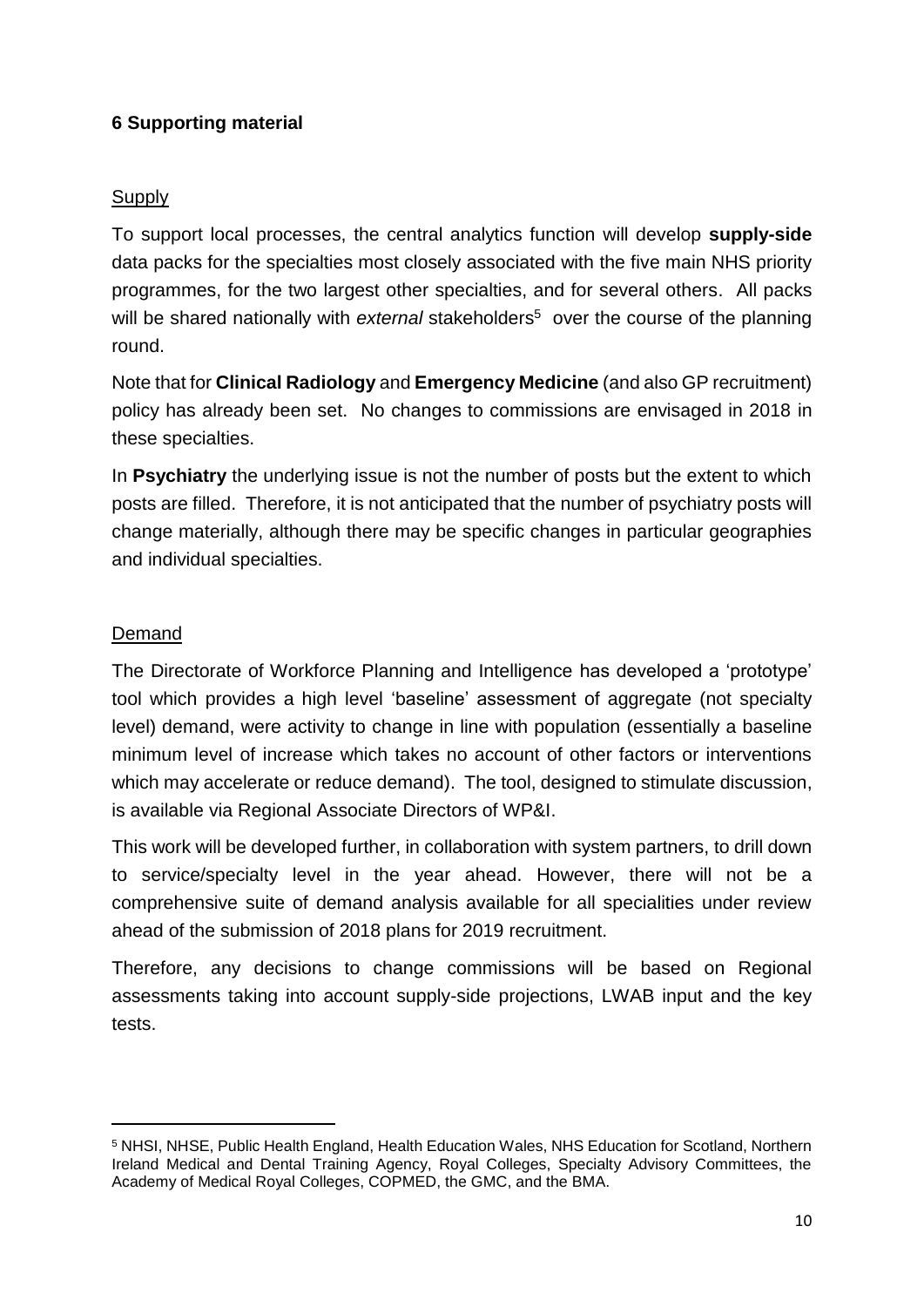## 6 Supporting material

Supply

To support local processes, the central analytics function will develop **supply-side** data packs for the specialties most closely associated with the five main NHS priority programmes, for the two largest other specialties, and for several others. All packs will be shared nationally with *external* stakeholders[5] over the course of the planning round.

Note that for **Clinical Radiology** and **Emergency Medicine** (and also GP recruitment) policy has already been set. No changes to commissions are envisaged in 2018 in these specialties.

In **Psychiatry** the underlying issue is not the number of posts but the extent to which posts are filled. Therefore, it is not anticipated that the number of psychiatry posts will change materially, although there may be specific changes in particular geographies and individual specialties.

Demand

The Directorate of Workforce Planning and Intelligence has developed a 'prototype' tool which provides a high level 'baseline' assessment of aggregate (not specialty level) demand, were activity to change in line with population (essentially a baseline minimum level of increase which takes no account of other factors or interventions which may accelerate or reduce demand). The tool, designed to stimulate discussion, is available via Regional Associate Directors of WP&I.

This work will be developed further, in collaboration with system partners, to drill down to service/specialty level in the year ahead. However, there will not be a comprehensive suite of demand analysis available for all specialities under review ahead of the submission of 2018 plans for 2019 recruitment.

Therefore, any decisions to change commissions will be based on Regional assessments taking into account supply-side projections, LWAB input and the key tests.

---

[5] NHSI, NHSE, Public Health England, Health Education Wales, NHS Education for Scotland, Northern Ireland Medical and Dental Training Agency, Royal Colleges, Specialty Advisory Committees, the Academy of Medical Royal Colleges, COPMED, the GMC, and the BMA.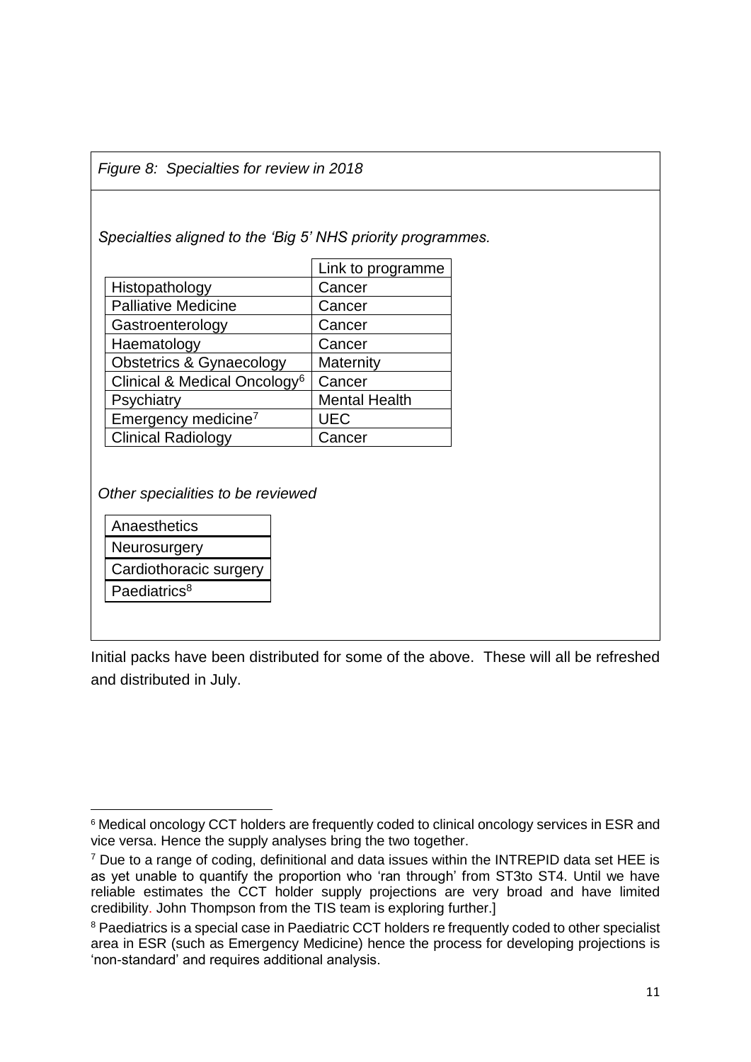*Figure 8: Specialties for review in 2018*

*Specialties aligned to the 'Big 5' NHS priority programmes.*

| | Link to programme |
|---|---|
| Histopathology | Cancer |
| Palliative Medicine | Cancer |
| Gastroenterology | Cancer |
| Haematology | Cancer |
| Obstetrics & Gynaecology | Maternity |
| Clinical & Medical Oncology[6] | Cancer |
| Psychiatry | Mental Health |
| Emergency medicine[7] | UEC |
| Clinical Radiology | Cancer |

*Other specialities to be reviewed*

| |
|---|
| Anaesthetics |
| Neurosurgery |
| Cardiothoracic surgery |
| Paediatrics[8] |

Initial packs have been distributed for some of the above. These will all be refreshed and distributed in July.

---

[6] Medical oncology CCT holders are frequently coded to clinical oncology services in ESR and vice versa. Hence the supply analyses bring the two together.

[7] Due to a range of coding, definitional and data issues within the INTREPID data set HEE is as yet unable to quantify the proportion who 'ran through' from ST3to ST4. Until we have reliable estimates the CCT holder supply projections are very broad and have limited credibility. John Thompson from the TIS team is exploring further.]

[8] Paediatrics is a special case in Paediatric CCT holders re frequently coded to other specialist area in ESR (such as Emergency Medicine) hence the process for developing projections is 'non-standard' and requires additional analysis.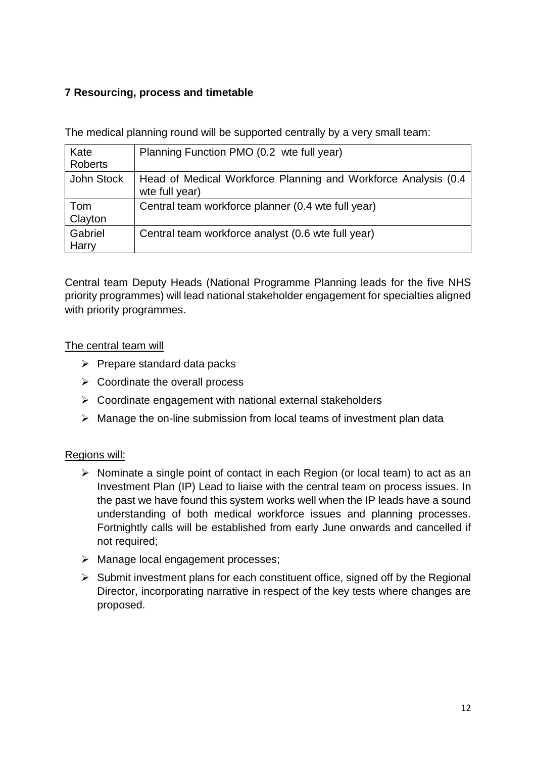## 7 Resourcing, process and timetable

The medical planning round will be supported centrally by a very small team:

| | |
|---|---|
| Kate Roberts | Planning Function PMO (0.2 wte full year) |
| John Stock | Head of Medical Workforce Planning and Workforce Analysis (0.4 wte full year) |
| Tom Clayton | Central team workforce planner (0.4 wte full year) |
| Gabriel Harry | Central team workforce analyst (0.6 wte full year) |

Central team Deputy Heads (National Programme Planning leads for the five NHS priority programmes) will lead national stakeholder engagement for specialties aligned with priority programmes.

The central team will

- Prepare standard data packs
- Coordinate the overall process
- Coordinate engagement with national external stakeholders
- Manage the on-line submission from local teams of investment plan data

Regions will:

- Nominate a single point of contact in each Region (or local team) to act as an Investment Plan (IP) Lead to liaise with the central team on process issues. In the past we have found this system works well when the IP leads have a sound understanding of both medical workforce issues and planning processes. Fortnightly calls will be established from early June onwards and cancelled if not required;
- Manage local engagement processes;
- Submit investment plans for each constituent office, signed off by the Regional Director, incorporating narrative in respect of the key tests where changes are proposed.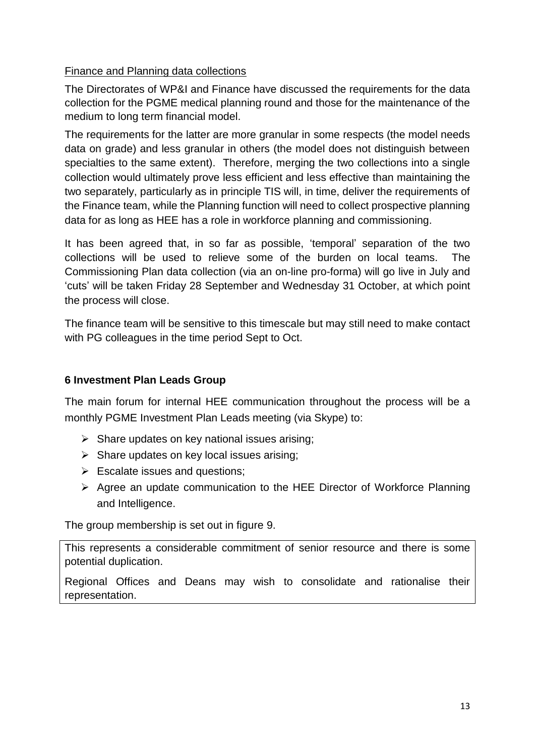Finance and Planning data collections

The Directorates of WP&I and Finance have discussed the requirements for the data collection for the PGME medical planning round and those for the maintenance of the medium to long term financial model.

The requirements for the latter are more granular in some respects (the model needs data on grade) and less granular in others (the model does not distinguish between specialties to the same extent). Therefore, merging the two collections into a single collection would ultimately prove less efficient and less effective than maintaining the two separately, particularly as in principle TIS will, in time, deliver the requirements of the Finance team, while the Planning function will need to collect prospective planning data for as long as HEE has a role in workforce planning and commissioning.

It has been agreed that, in so far as possible, 'temporal' separation of the two collections will be used to relieve some of the burden on local teams. The Commissioning Plan data collection (via an on-line pro-forma) will go live in July and 'cuts' will be taken Friday 28 September and Wednesday 31 October, at which point the process will close.

The finance team will be sensitive to this timescale but may still need to make contact with PG colleagues in the time period Sept to Oct.

## 6 Investment Plan Leads Group

The main forum for internal HEE communication throughout the process will be a monthly PGME Investment Plan Leads meeting (via Skype) to:

- Share updates on key national issues arising;
- Share updates on key local issues arising;
- Escalate issues and questions;
- Agree an update communication to the HEE Director of Workforce Planning and Intelligence.

The group membership is set out in figure 9.

> This represents a considerable commitment of senior resource and there is some potential duplication.
>
> Regional Offices and Deans may wish to consolidate and rationalise their representation.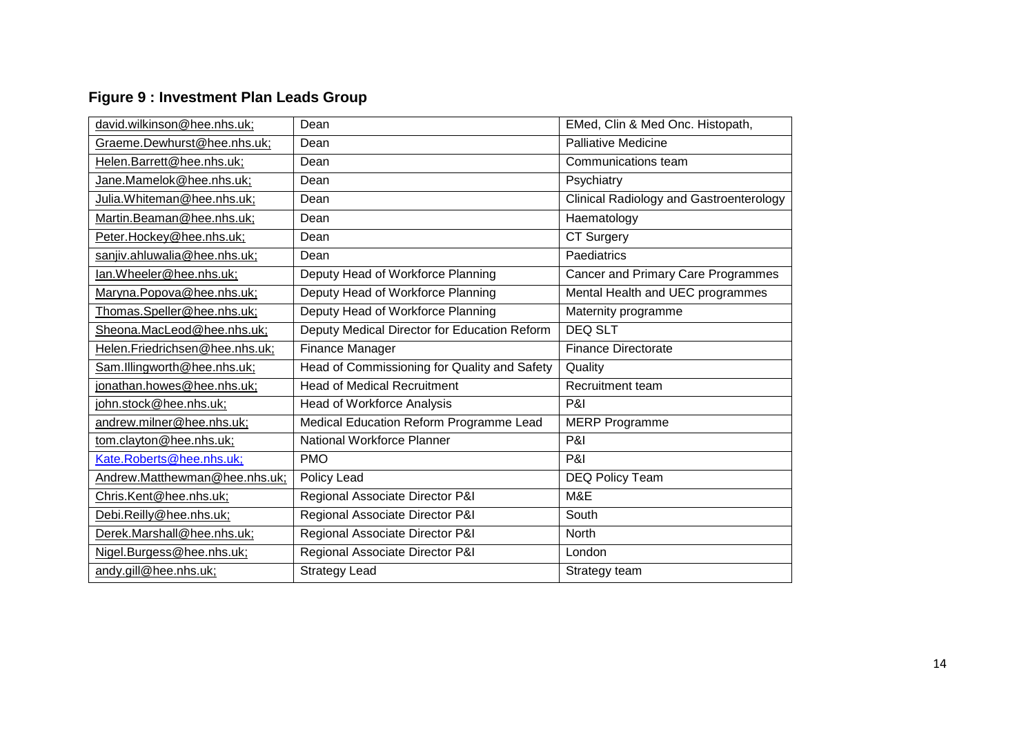## Figure 9 : Investment Plan Leads Group

| | | |
|---|---|---|
| david.wilkinson@hee.nhs.uk; | Dean | EMed, Clin & Med Onc. Histopath, |
| Graeme.Dewhurst@hee.nhs.uk; | Dean | Palliative Medicine |
| Helen.Barrett@hee.nhs.uk; | Dean | Communications team |
| Jane.Mamelok@hee.nhs.uk; | Dean | Psychiatry |
| Julia.Whiteman@hee.nhs.uk; | Dean | Clinical Radiology and Gastroenterology |
| Martin.Beaman@hee.nhs.uk; | Dean | Haematology |
| Peter.Hockey@hee.nhs.uk; | Dean | CT Surgery |
| sanjiv.ahluwalia@hee.nhs.uk; | Dean | Paediatrics |
| Ian.Wheeler@hee.nhs.uk; | Deputy Head of Workforce Planning | Cancer and Primary Care Programmes |
| Maryna.Popova@hee.nhs.uk; | Deputy Head of Workforce Planning | Mental Health and UEC programmes |
| Thomas.Speller@hee.nhs.uk; | Deputy Head of Workforce Planning | Maternity programme |
| Sheona.MacLeod@hee.nhs.uk; | Deputy Medical Director for Education Reform | DEQ SLT |
| Helen.Friedrichsen@hee.nhs.uk; | Finance Manager | Finance Directorate |
| Sam.Illingworth@hee.nhs.uk; | Head of Commissioning for Quality and Safety | Quality |
| jonathan.howes@hee.nhs.uk; | Head of Medical Recruitment | Recruitment team |
| john.stock@hee.nhs.uk; | Head of Workforce Analysis | P&I |
| andrew.milner@hee.nhs.uk; | Medical Education Reform Programme Lead | MERP Programme |
| tom.clayton@hee.nhs.uk; | National Workforce Planner | P&I |
| Kate.Roberts@hee.nhs.uk; | PMO | P&I |
| Andrew.Matthewman@hee.nhs.uk; | Policy Lead | DEQ Policy Team |
| Chris.Kent@hee.nhs.uk; | Regional Associate Director P&I | M&E |
| Debi.Reilly@hee.nhs.uk; | Regional Associate Director P&I | South |
| Derek.Marshall@hee.nhs.uk; | Regional Associate Director P&I | North |
| Nigel.Burgess@hee.nhs.uk; | Regional Associate Director P&I | London |
| andy.gill@hee.nhs.uk; | Strategy Lead | Strategy team |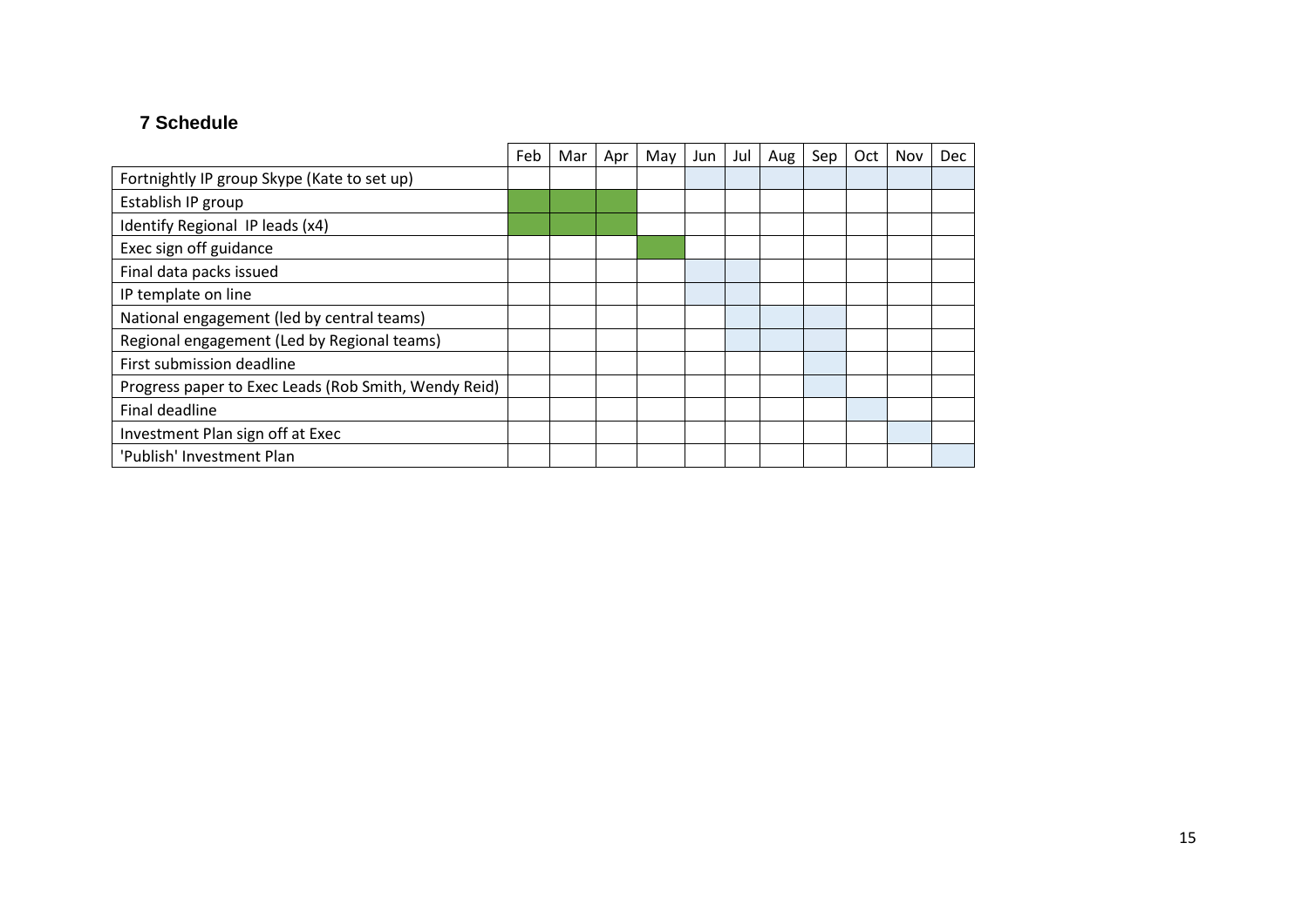## 7 Schedule

| | Feb | Mar | Apr | May | Jun | Jul | Aug | Sep | Oct | Nov | Dec |
|---|---|---|---|---|---|---|---|---|---|---|---|
| Fortnightly IP group Skype (Kate to set up) | | | | | | | | | | | |
| Establish IP group | | | | | | | | | | | |
| Identify Regional IP leads (x4) | | | | | | | | | | | |
| Exec sign off guidance | | | | | | | | | | | |
| Final data packs issued | | | | | | | | | | | |
| IP template on line | | | | | | | | | | | |
| National engagement (led by central teams) | | | | | | | | | | | |
| Regional engagement (Led by Regional teams) | | | | | | | | | | | |
| First submission deadline | | | | | | | | | | | |
| Progress paper to Exec Leads (Rob Smith, Wendy Reid) | | | | | | | | | | | |
| Final deadline | | | | | | | | | | | |
| Investment Plan sign off at Exec | | | | | | | | | | | |
| 'Publish' Investment Plan | | | | | | | | | | | |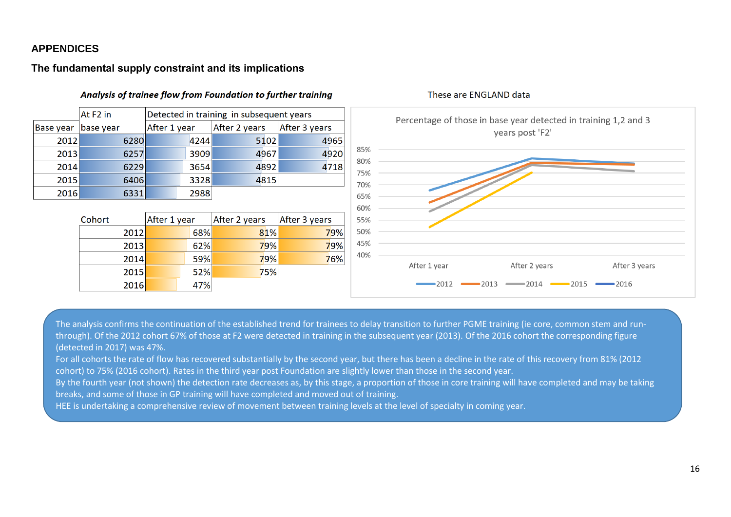## APPENDICES

## The fundamental supply constraint and its implications

***Analysis of trainee flow from Foundation to further training***

These are ENGLAND data

| Base year | At F2 in base year | Detected in training in subsequent years | | |
|---|---|---|---|---|
| | | After 1 year | After 2 years | After 3 years |
| 2012 | 6280 | 4244 | 5102 | 4965 |
| 2013 | 6257 | 3909 | 4967 | 4920 |
| 2014 | 6229 | 3654 | 4892 | 4718 |
| 2015 | 6406 | 3328 | 4815 | |
| 2016 | 6331 | 2988 | | |

| Cohort | After 1 year | After 2 years | After 3 years |
|---|---|---|---|
| 2012 | 68% | 81% | 79% |
| 2013 | 62% | 79% | 79% |
| 2014 | 59% | 79% | 76% |
| 2015 | 52% | 75% | |
| 2016 | 47% | | |

Percentage of those in base year detected in training 1,2 and 3 years post 'F2'

The analysis confirms the continuation of the established trend for trainees to delay transition to further PGME training (ie core, common stem and run-through). Of the 2012 cohort 67% of those at F2 were detected in training in the subsequent year (2013). Of the 2016 cohort the corresponding figure (detected in 2017) was 47%.

For all cohorts the rate of flow has recovered substantially by the second year, but there has been a decline in the rate of this recovery from 81% (2012 cohort) to 75% (2016 cohort). Rates in the third year post Foundation are slightly lower than those in the second year.

By the fourth year (not shown) the detection rate decreases as, by this stage, a proportion of those in core training will have completed and may be taking breaks, and some of those in GP training will have completed and moved out of training.

HEE is undertaking a comprehensive review of movement between training levels at the level of specialty in coming year.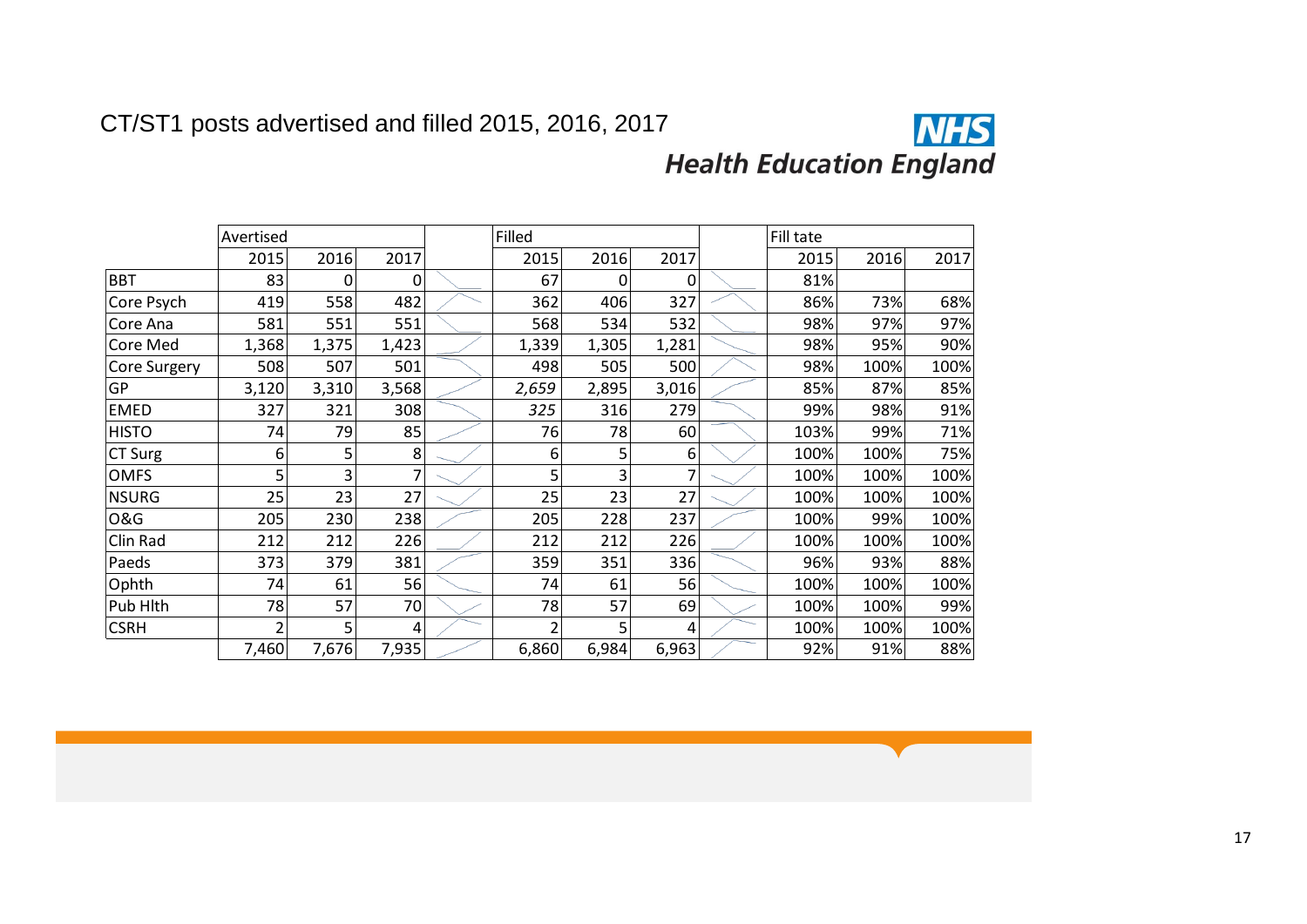# CT/ST1 posts advertised and filled 2015, 2016, 2017

| | Avertised | | | | Filled | | | | Fill tate | | |
|---|---|---|---|---|---|---|---|---|---|---|---|
| | 2015 | 2016 | 2017 | | 2015 | 2016 | 2017 | | 2015 | 2016 | 2017 |
| BBT | 83 | 0 | 0 | | 67 | 0 | 0 | | 81% | | |
| Core Psych | 419 | 558 | 482 | | 362 | 406 | 327 | | 86% | 73% | 68% |
| Core Ana | 581 | 551 | 551 | | 568 | 534 | 532 | | 98% | 97% | 97% |
| Core Med | 1,368 | 1,375 | 1,423 | | 1,339 | 1,305 | 1,281 | | 98% | 95% | 90% |
| Core Surgery | 508 | 507 | 501 | | 498 | 505 | 500 | | 98% | 100% | 100% |
| GP | 3,120 | 3,310 | 3,568 | | *2,659* | 2,895 | 3,016 | | 85% | 87% | 85% |
| EMED | 327 | 321 | 308 | | *325* | 316 | 279 | | 99% | 98% | 91% |
| HISTO | 74 | 79 | 85 | | 76 | 78 | 60 | | 103% | 99% | 71% |
| CT Surg | 6 | 5 | 8 | | 6 | 5 | 6 | | 100% | 100% | 75% |
| OMFS | 5 | 3 | 7 | | 5 | 3 | 7 | | 100% | 100% | 100% |
| NSURG | 25 | 23 | 27 | | 25 | 23 | 27 | | 100% | 100% | 100% |
| O&G | 205 | 230 | 238 | | 205 | 228 | 237 | | 100% | 99% | 100% |
| Clin Rad | 212 | 212 | 226 | | 212 | 212 | 226 | | 100% | 100% | 100% |
| Paeds | 373 | 379 | 381 | | 359 | 351 | 336 | | 96% | 93% | 88% |
| Ophth | 74 | 61 | 56 | | 74 | 61 | 56 | | 100% | 100% | 100% |
| Pub Hlth | 78 | 57 | 70 | | 78 | 57 | 69 | | 100% | 100% | 99% |
| CSRH | 2 | 5 | 4 | | 2 | 5 | 4 | | 100% | 100% | 100% |
| | 7,460 | 7,676 | 7,935 | | 6,860 | 6,984 | 6,963 | | 92% | 91% | 88% |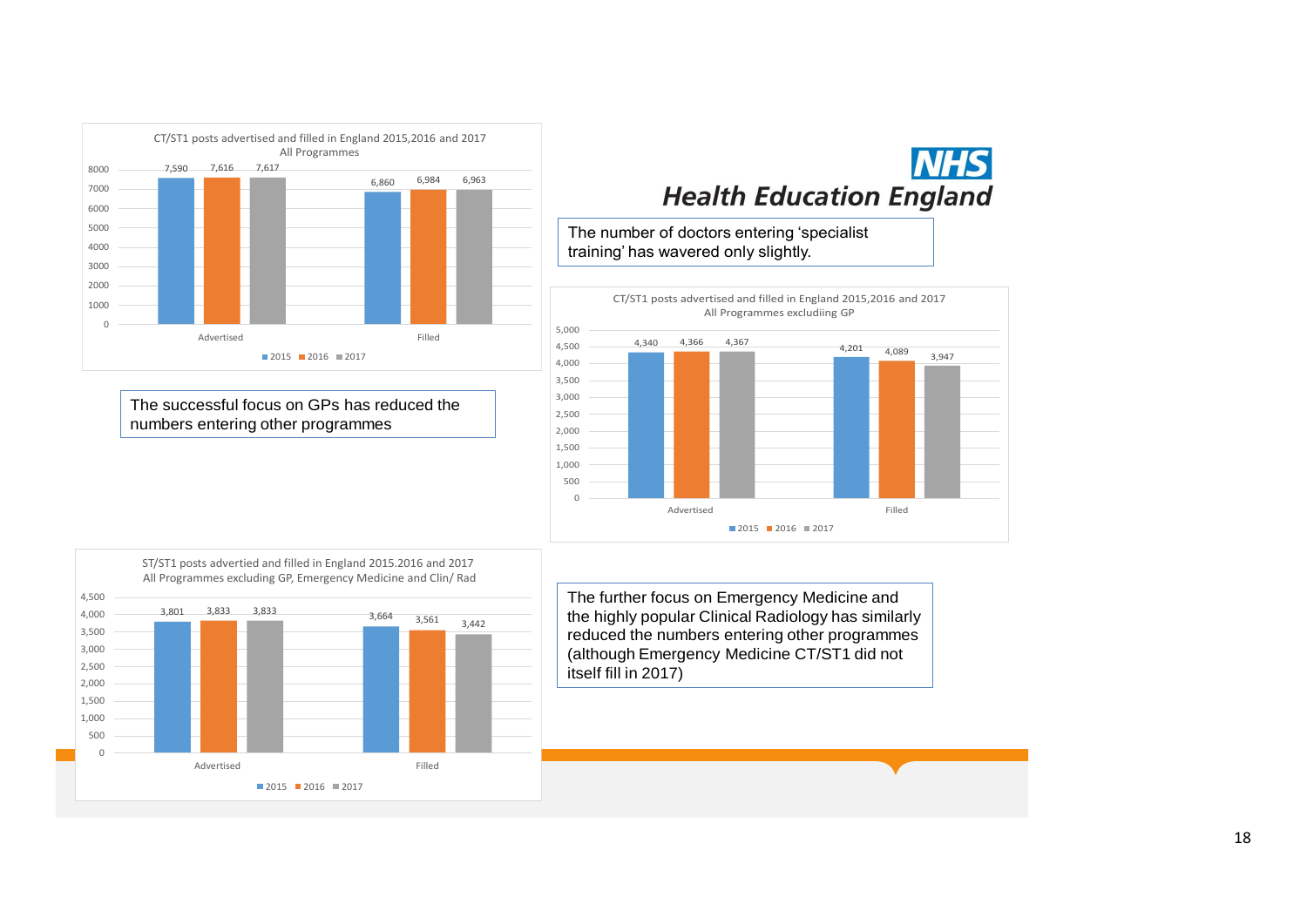**NHS Health Education England**

The number of doctors entering 'specialist training' has wavered only slightly.

CT/ST1 posts advertised and filled in England 2015,2016 and 2017
All Programmes

| | 2015 | 2016 | 2017 |
|---|---|---|---|
| Advertised | 7,590 | 7,616 | 7,617 |
| Filled | 6,860 | 6,984 | 6,963 |

The successful focus on GPs has reduced the numbers entering other programmes

CT/ST1 posts advertised and filled in England 2015,2016 and 2017
All Programmes excludiing GP

| | 2015 | 2016 | 2017 |
|---|---|---|---|
| Advertised | 4,340 | 4,366 | 4,367 |
| Filled | 4,201 | 4,089 | 3,947 |

ST/ST1 posts advertied and filled in England 2015.2016 and 2017
All Programmes excluding GP, Emergency Medicine and Clin/ Rad

| | 2015 | 2016 | 2017 |
|---|---|---|---|
| Advertised | 3,801 | 3,833 | 3,833 |
| Filled | 3,664 | 3,561 | 3,442 |

The further focus on Emergency Medicine and the highly popular Clinical Radiology has similarly reduced the numbers entering other programmes (although Emergency Medicine CT/ST1 did not itself fill in 2017)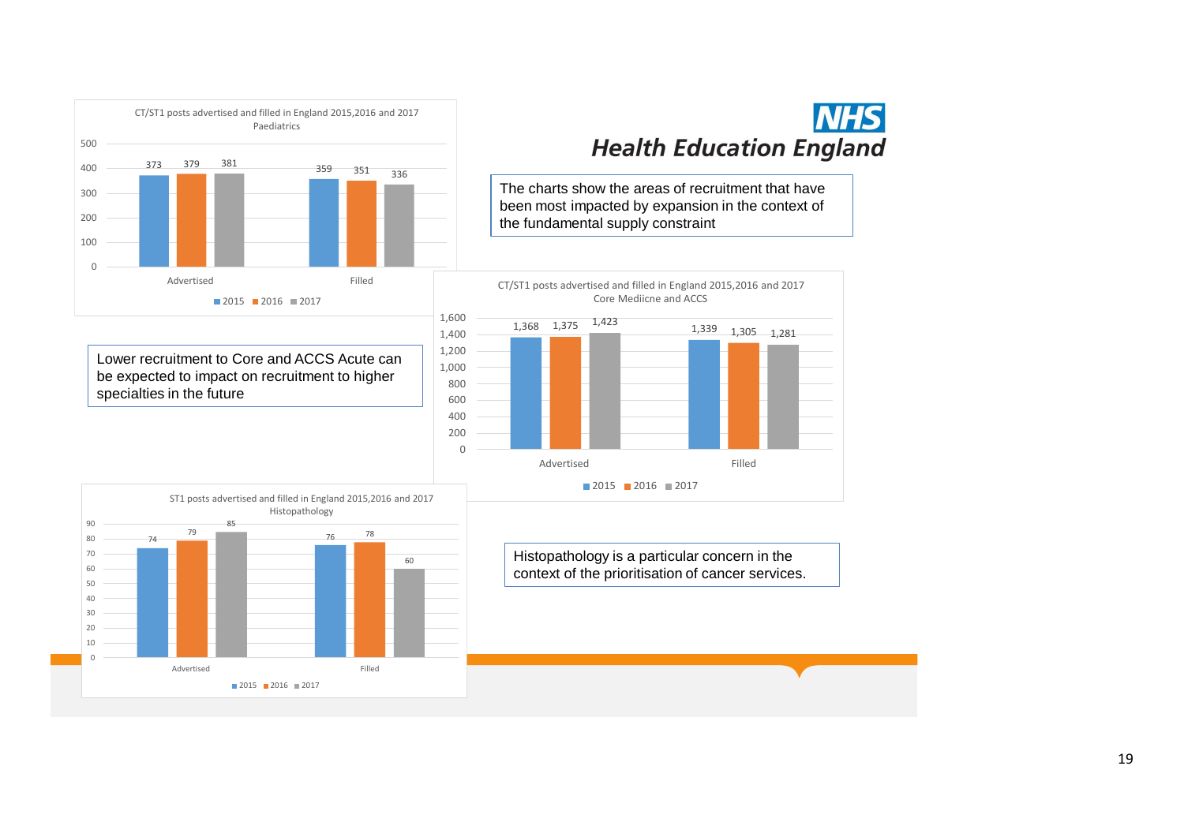**NHS Health Education England**

The charts show the areas of recruitment that have been most impacted by expansion in the context of the fundamental supply constraint

CT/ST1 posts advertised and filled in England 2015,2016 and 2017
Paediatrics

| | 2015 | 2016 | 2017 |
|---|---|---|---|
| Advertised | 373 | 379 | 381 |
| Filled | 359 | 351 | 336 |

Lower recruitment to Core and ACCS Acute can be expected to impact on recruitment to higher specialties in the future

CT/ST1 posts advertised and filled in England 2015,2016 and 2017
Core Mediicne and ACCS

| | 2015 | 2016 | 2017 |
|---|---|---|---|
| Advertised | 1,368 | 1,375 | 1,423 |
| Filled | 1,339 | 1,305 | 1,281 |

ST1 posts advertised and filled in England 2015,2016 and 2017
Histopathology

| | 2015 | 2016 | 2017 |
|---|---|---|---|
| Advertised | 74 | 79 | 85 |
| Filled | 76 | 78 | 60 |

Histopathology is a particular concern in the context of the prioritisation of cancer services.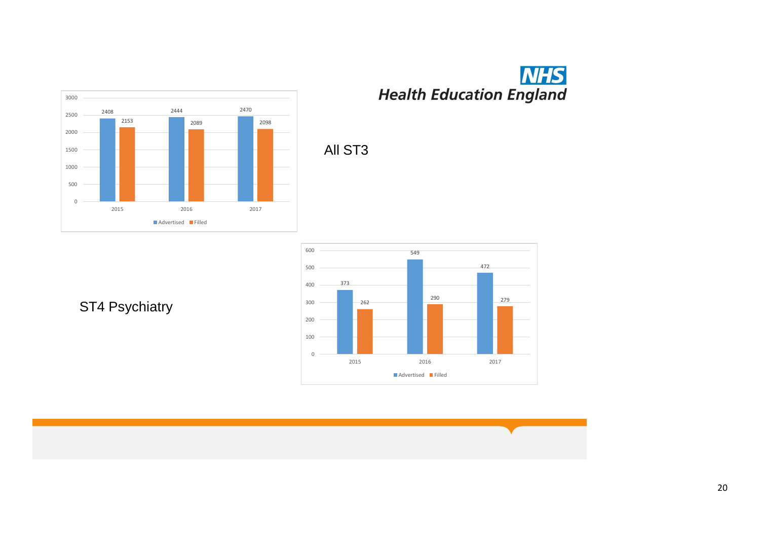**NHS Health Education England**

## All ST3

| Year | Advertised | Filled |
|---|---|---|
| 2015 | 2408 | 2153 |
| 2016 | 2444 | 2089 |
| 2017 | 2470 | 2098 |

## ST4 Psychiatry

| Year | Advertised | Filled |
|---|---|---|
| 2015 | 373 | 262 |
| 2016 | 549 | 290 |
| 2017 | 472 | 279 |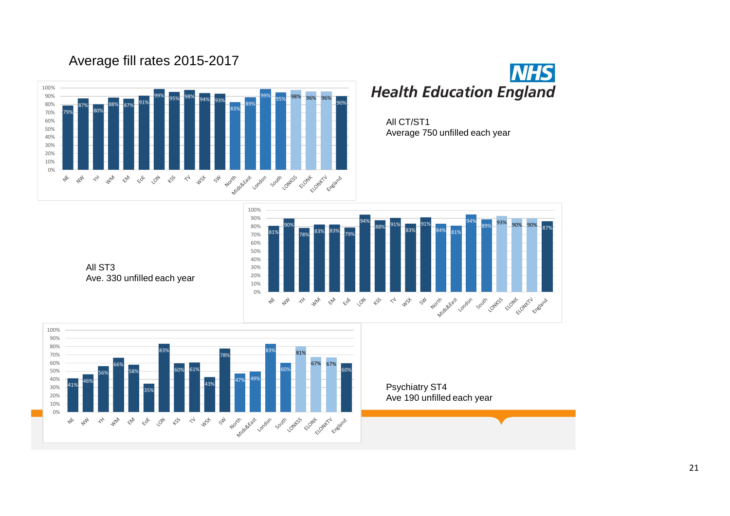# Average fill rates 2015-2017

**NHS Health Education England**

All CT/ST1
Average 750 unfilled each year

| Region | NE | NW | YH | WM | EM | EoE | LON | KSS | TV | WSX | SW | North | Mids&East | London | South | LONKSS | ELONK | ELONKTV | England |
|---|---|---|---|---|---|---|---|---|---|---|---|---|---|---|---|---|---|---|---|
| Fill rate | 79% | 87% | 80% | 88% | 87% | 91% | 99% | 95% | 98% | 94% | 93% | 83% | 89% | 99% | 95% | 98% | 96% | 96% | 90% |

All ST3
Ave. 330 unfilled each year

| Region | NE | NW | YH | WM | EM | EoE | LON | KSS | TV | WSX | SW | North | Mids&East | London | South | LONKSS | ELONK | ELONKTV | England |
|---|---|---|---|---|---|---|---|---|---|---|---|---|---|---|---|---|---|---|---|
| Fill rate | 81% | 90% | 78% | 83% | 83% | 79% | 94% | 88% | 91% | 83% | 91% | 84% | 81% | 94% | 89% | 93% | 90% | 90% | 87% |

Psychiatry ST4
Ave 190 unfilled each year

| Region | NE | NW | YH | WM | EM | EoE | LON | KSS | TV | WSX | SW | North | Mids&East | London | South | LONKSS | ELONK | ELONKTV | England |
|---|---|---|---|---|---|---|---|---|---|---|---|---|---|---|---|---|---|---|---|
| Fill rate | 41% | 46% | 56% | 66% | 58% | 35% | 83% | 60% | 61% | 43% | 78% | 47% | 49% | 83% | 60% | 81% | 67% | 67% | 60% |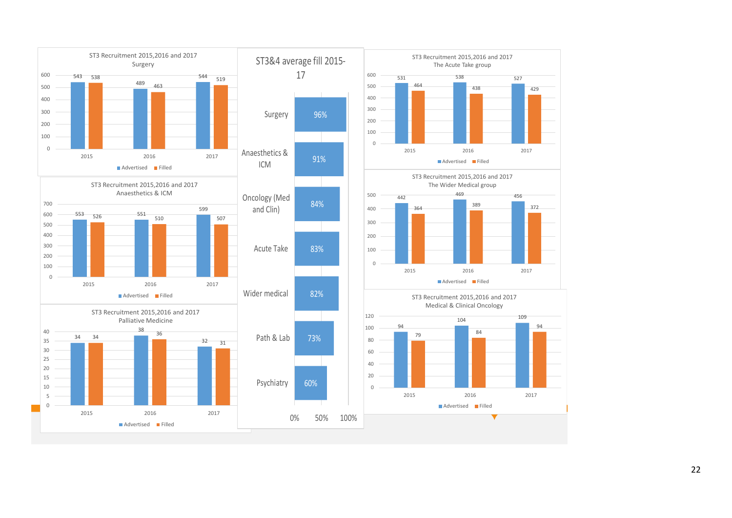## ST3 Recruitment 2015,2016 and 2017 — Surgery

| Year | Advertised | Filled |
|---|---|---|
| 2015 | 543 | 538 |
| 2016 | 489 | 463 |
| 2017 | 544 | 519 |

## ST3 Recruitment 2015,2016 and 2017 — Anaesthetics & ICM

| Year | Advertised | Filled |
|---|---|---|
| 2015 | 553 | 526 |
| 2016 | 551 | 510 |
| 2017 | 599 | 507 |

## ST3 Recruitment 2015,2016 and 2017 — Palliative Medicine

| Year | Advertised | Filled |
|---|---|---|
| 2015 | 34 | 34 |
| 2016 | 38 | 36 |
| 2017 | 32 | 31 |

## ST3&4 average fill 2015-17

| Specialty | Average fill |
|---|---|
| Surgery | 96% |
| Anaesthetics & ICM | 91% |
| Oncology (Med and Clin) | 84% |
| Acute Take | 83% |
| Wider medical | 82% |
| Path & Lab | 73% |
| Psychiatry | 60% |

## ST3 Recruitment 2015,2016 and 2017 — The Acute Take group

| Year | Advertised | Filled |
|---|---|---|
| 2015 | 531 | 464 |
| 2016 | 538 | 438 |
| 2017 | 527 | 429 |

## ST3 Recruitment 2015,2016 and 2017 — The Wider Medical group

| Year | Advertised | Filled |
|---|---|---|
| 2015 | 442 | 364 |
| 2016 | 469 | 389 |
| 2017 | 456 | 372 |

## ST3 Recruitment 2015,2016 and 2017 — Medical & Clinical Oncology

| Year | Advertised | Filled |
|---|---|---|
| 2015 | 94 | 79 |
| 2016 | 104 | 84 |
| 2017 | 109 | 94 |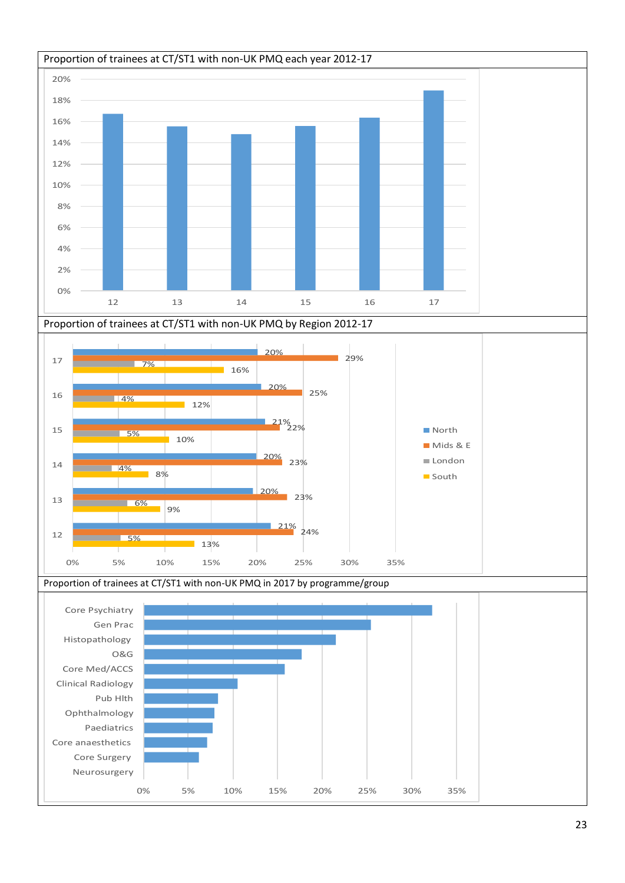Proportion of trainees at CT/ST1 with non-UK PMQ each year 2012-17

Proportion of trainees at CT/ST1 with non-UK PMQ by Region 2012-17

| Year | North | Mids & E | London | South |
|---|---|---|---|---|
| 17 | 20% | 29% | 7% | 16% |
| 16 | 20% | 25% | 4% | 12% |
| 15 | 21% | 22% | 5% | 10% |
| 14 | 20% | 23% | 4% | 8% |
| 13 | 20% | 23% | 6% | 9% |
| 12 | 21% | 24% | 5% | 13% |

Proportion of trainees at CT/ST1 with non-UK PMQ in 2017 by programme/group

Core Psychiatry, Gen Prac, Histopathology, O&G, Core Med/ACCS, Clinical Radiology, Pub Hlth, Ophthalmology, Paediatrics, Core anaesthetics, Core Surgery, Neurosurgery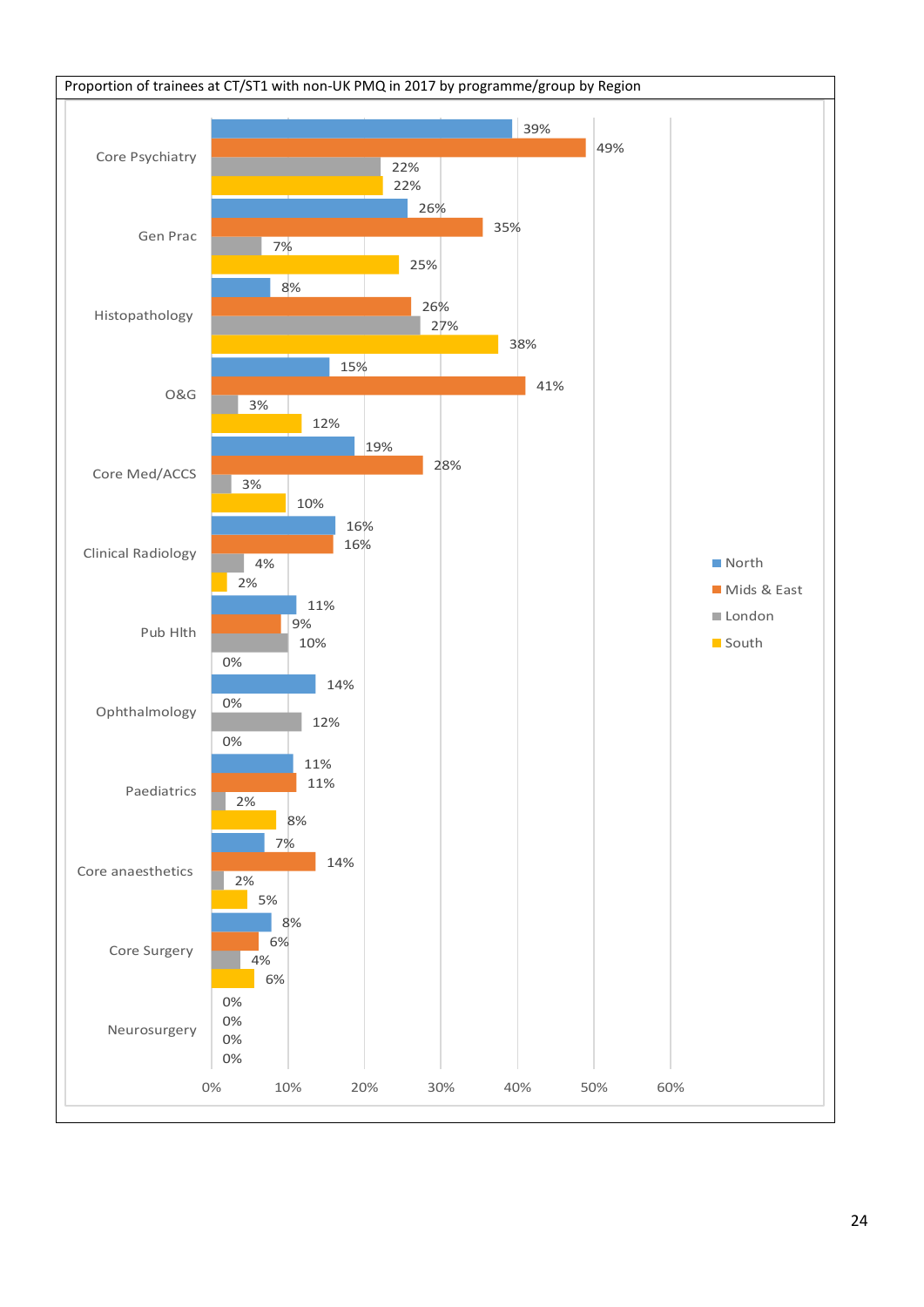Proportion of trainees at CT/ST1 with non-UK PMQ in 2017 by programme/group by Region

| Programme/group | North | Mids & East | London | South |
|---|---|---|---|---|
| Core Psychiatry | 39% | 49% | 22% | 22% |
| Gen Prac | 26% | 35% | 7% | 25% |
| Histopathology | 8% | 26% | 27% | 38% |
| O&G | 15% | 41% | 3% | 12% |
| Core Med/ACCS | 19% | 28% | 3% | 10% |
| Clinical Radiology | 16% | 16% | 4% | 2% |
| Pub Hlth | 11% | 9% | 10% | 0% |
| Ophthalmology | 14% | 0% | 12% | 0% |
| Paediatrics | 11% | 11% | 2% | 8% |
| Core anaesthetics | 7% | 14% | 2% | 5% |
| Core Surgery | 8% | 6% | 4% | 6% |
| Neurosurgery | 0% | 0% | 0% | 0% |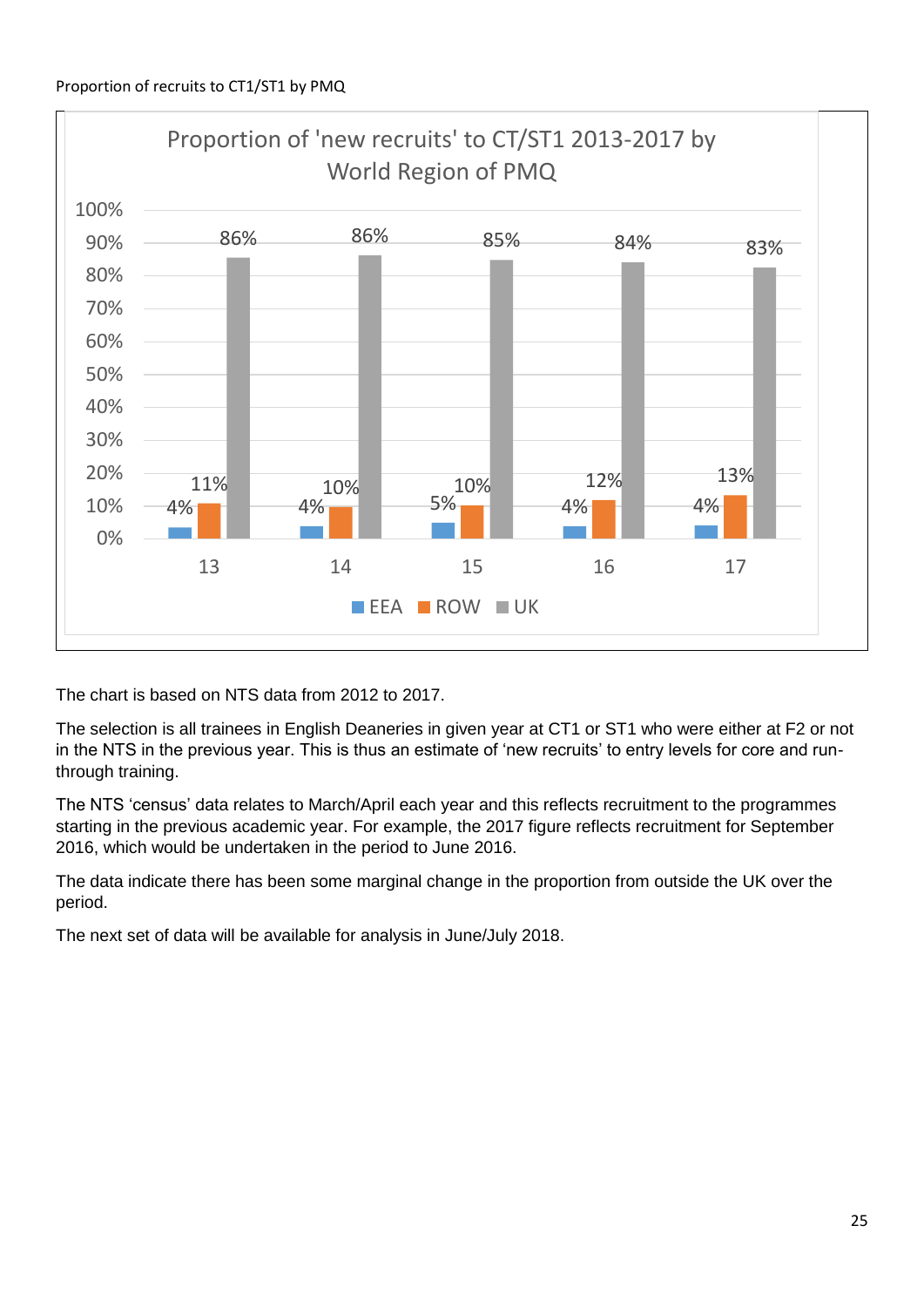Proportion of recruits to CT1/ST1 by PMQ

Proportion of 'new recruits' to CT/ST1 2013-2017 by World Region of PMQ

100%
90%
80%
70%
60%
50%
40%
30%
20%
10%
0%

13: 4%, 11%, 86%
14: 4%, 10%, 86%
15: 5%, 10%, 85%
16: 4%, 12%, 84%
17: 4%, 13%, 83%

EEA ROW UK

The chart is based on NTS data from 2012 to 2017.

The selection is all trainees in English Deaneries in given year at CT1 or ST1 who were either at F2 or not in the NTS in the previous year. This is thus an estimate of 'new recruits' to entry levels for core and run-through training.

The NTS 'census' data relates to March/April each year and this reflects recruitment to the programmes starting in the previous academic year. For example, the 2017 figure reflects recruitment for September 2016, which would be undertaken in the period to June 2016.

The data indicate there has been some marginal change in the proportion from outside the UK over the period.

The next set of data will be available for analysis in June/July 2018.